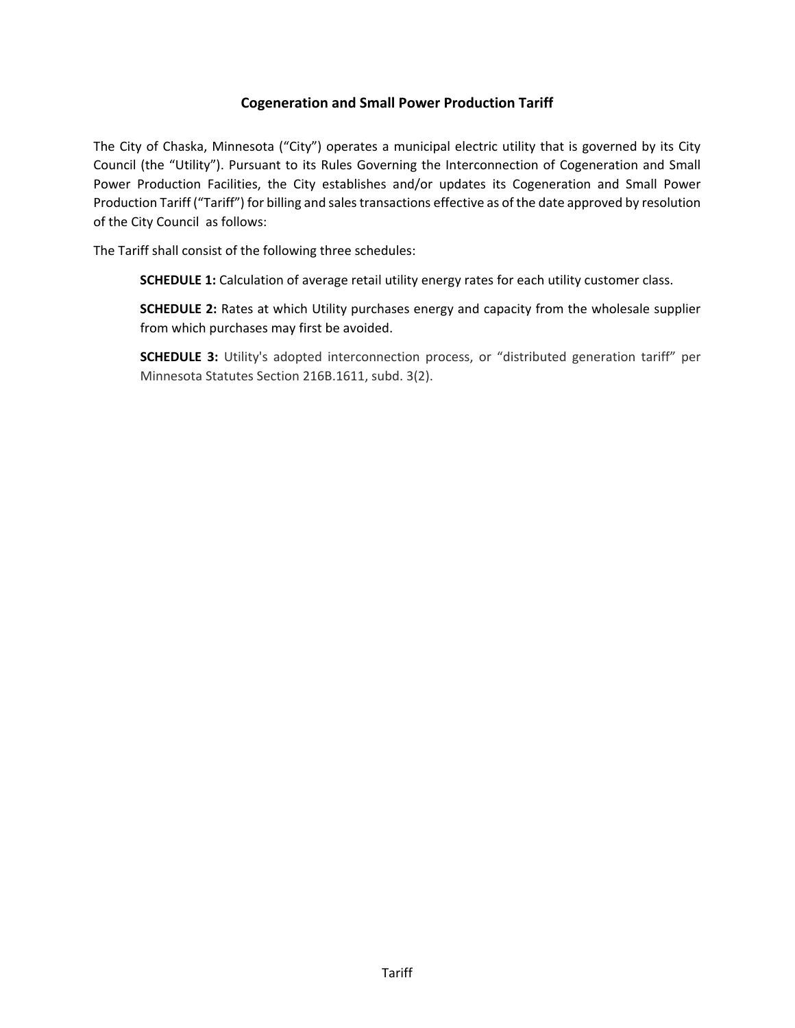# Cogeneration and Small Power Production Tariff

The City of Chaska, Minnesota ("City") operates a municipal electric utility that is governed by its City Council (the "Utility"). Pursuant to its Rules Governing the Interconnection of Cogeneration and Small Power Production Facilities, the City establishes and/or updates its Cogeneration and Small Power Production Tariff ("Tariff") for billing and sales transactions effective as of the date approved by resolution of the City Council as follows:

The Tariff shall consist of the following three schedules:

> **SCHEDULE 1:** Calculation of average retail utility energy rates for each utility customer class.
>
> **SCHEDULE 2:** Rates at which Utility purchases energy and capacity from the wholesale supplier from which purchases may first be avoided.
>
> **SCHEDULE 3:** Utility's adopted interconnection process, or "distributed generation tariff" per Minnesota Statutes Section 216B.1611, subd. 3(2).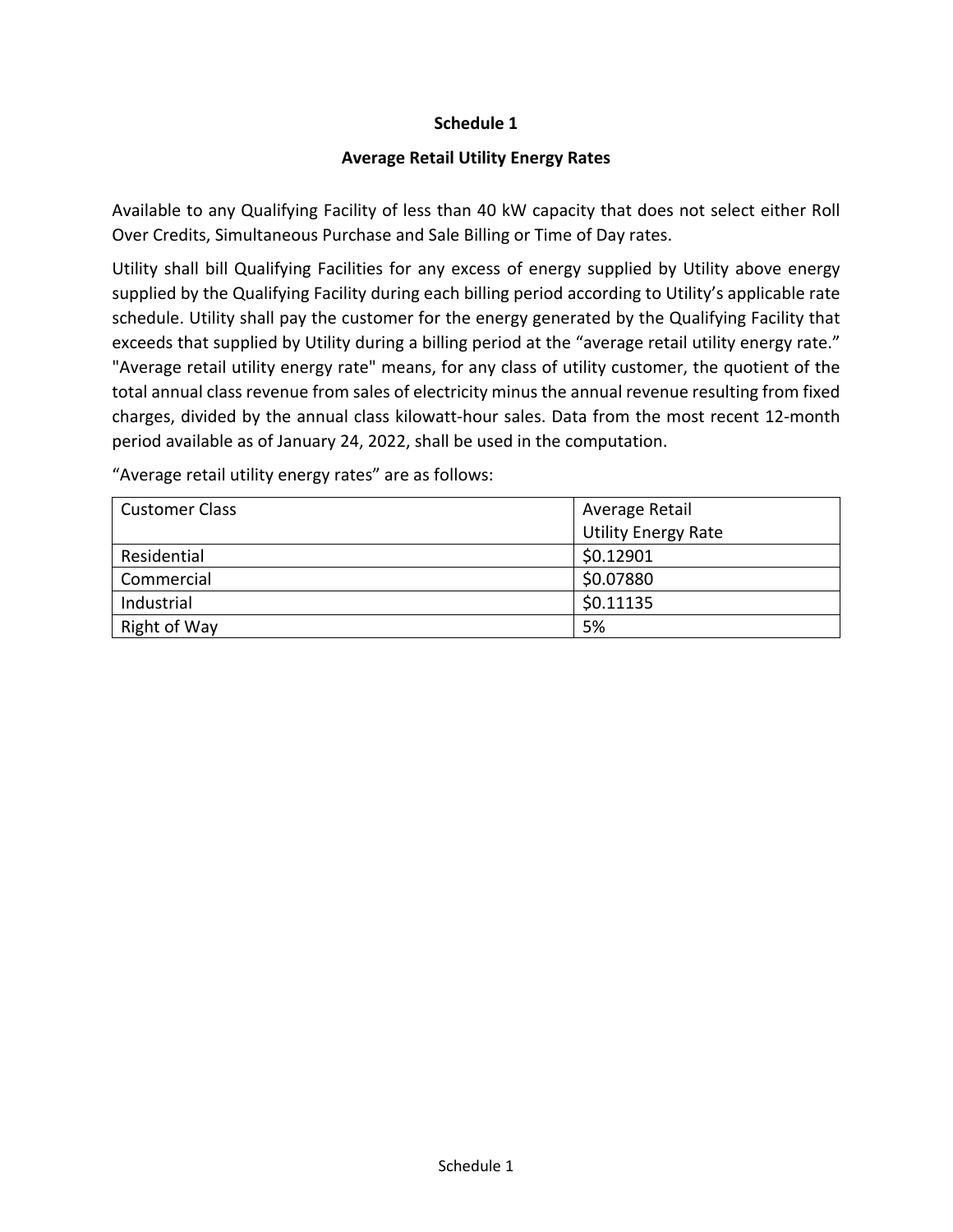# Schedule 1

## Average Retail Utility Energy Rates

Available to any Qualifying Facility of less than 40 kW capacity that does not select either Roll Over Credits, Simultaneous Purchase and Sale Billing or Time of Day rates.

Utility shall bill Qualifying Facilities for any excess of energy supplied by Utility above energy supplied by the Qualifying Facility during each billing period according to Utility's applicable rate schedule. Utility shall pay the customer for the energy generated by the Qualifying Facility that exceeds that supplied by Utility during a billing period at the "average retail utility energy rate." "Average retail utility energy rate" means, for any class of utility customer, the quotient of the total annual class revenue from sales of electricity minus the annual revenue resulting from fixed charges, divided by the annual class kilowatt-hour sales. Data from the most recent 12-month period available as of January 24, 2022, shall be used in the computation.

"Average retail utility energy rates" are as follows:

| Customer Class | Average Retail Utility Energy Rate |
|---|---|
| Residential | $0.12901 |
| Commercial | $0.07880 |
| Industrial | $0.11135 |
| Right of Way | 5% |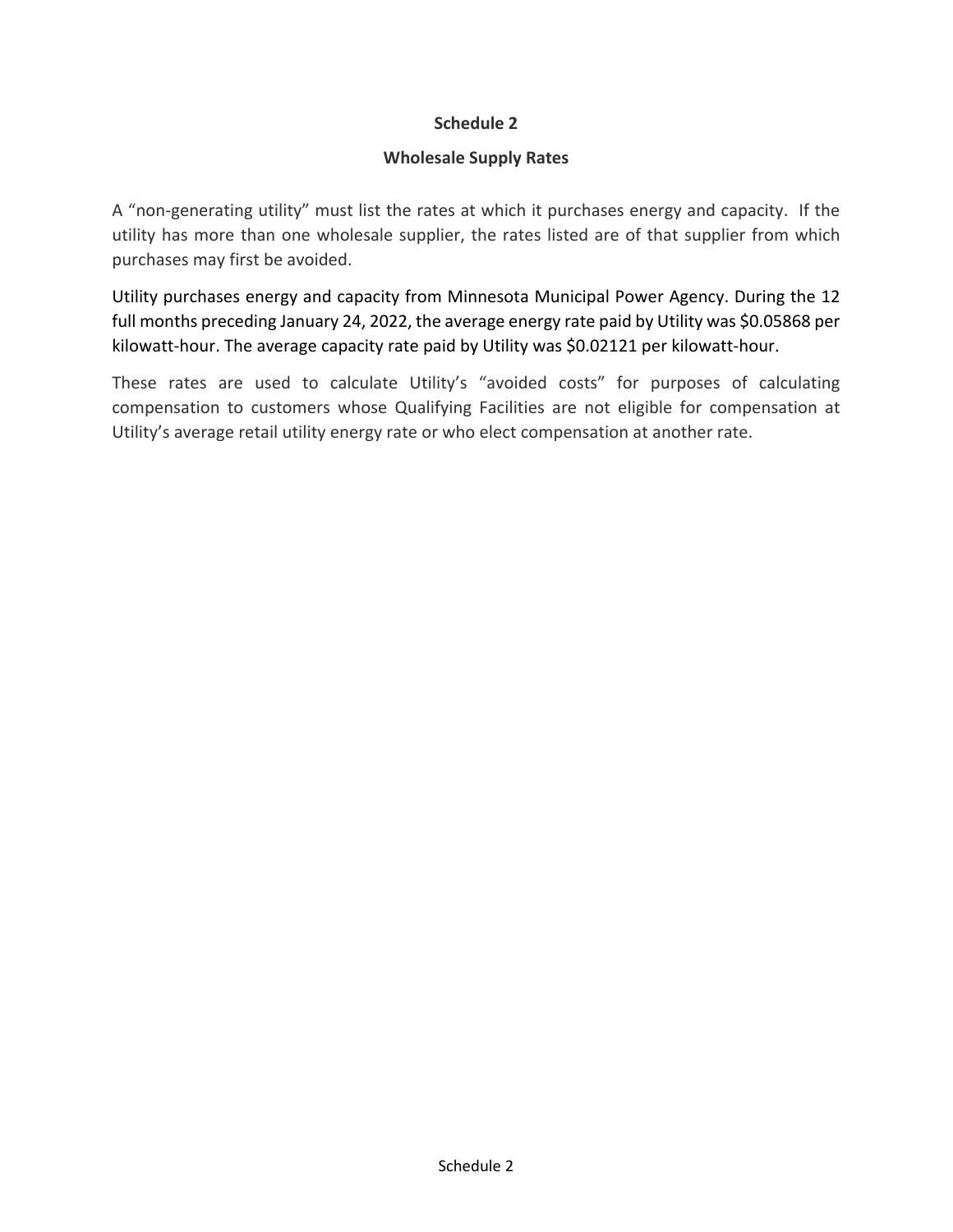## Schedule 2

### Wholesale Supply Rates

A "non-generating utility" must list the rates at which it purchases energy and capacity. If the utility has more than one wholesale supplier, the rates listed are of that supplier from which purchases may first be avoided.

Utility purchases energy and capacity from Minnesota Municipal Power Agency. During the 12 full months preceding January 24, 2022, the average energy rate paid by Utility was $0.05868 per kilowatt-hour. The average capacity rate paid by Utility was $0.02121 per kilowatt-hour.

These rates are used to calculate Utility's "avoided costs" for purposes of calculating compensation to customers whose Qualifying Facilities are not eligible for compensation at Utility's average retail utility energy rate or who elect compensation at another rate.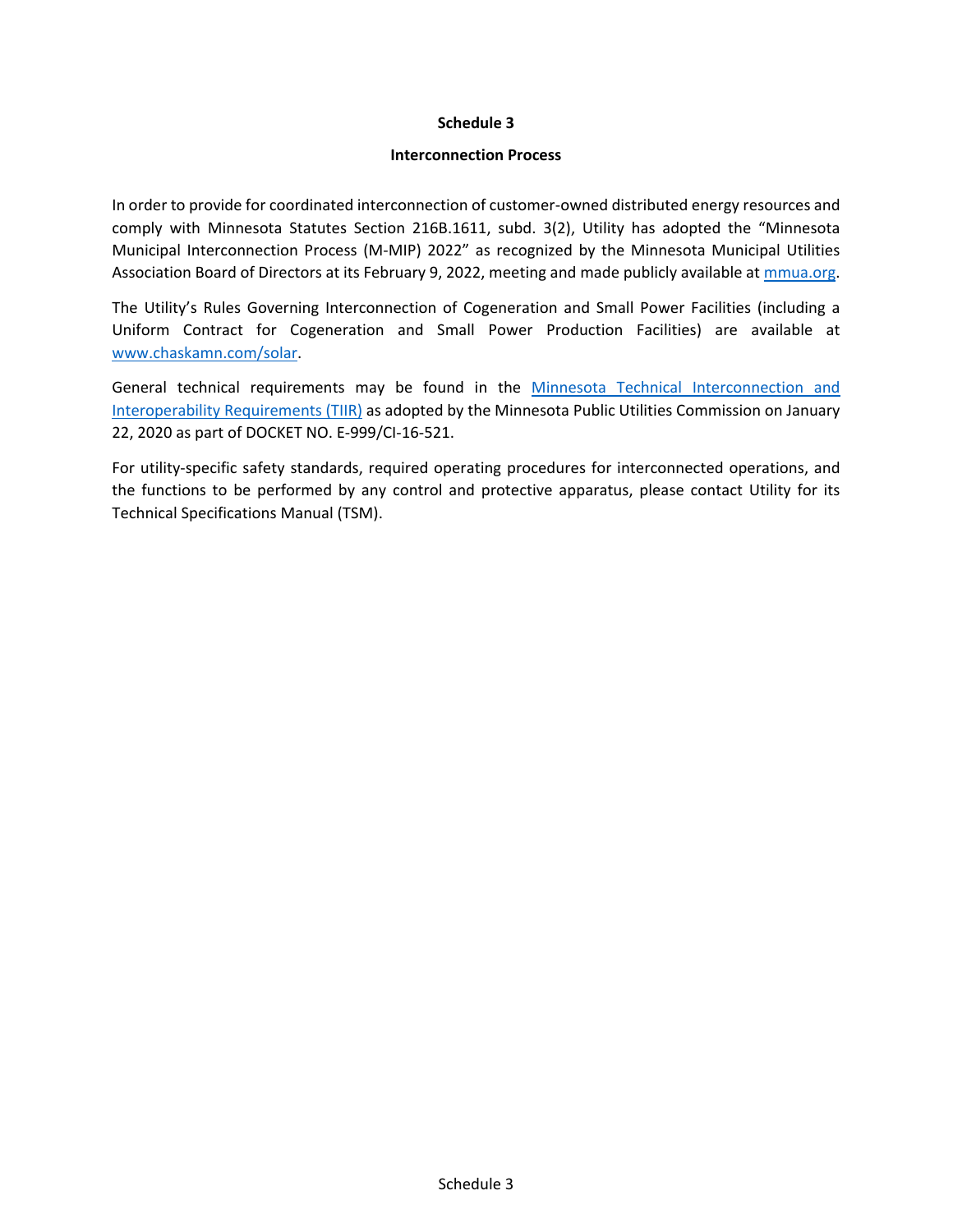## Schedule 3

### Interconnection Process

In order to provide for coordinated interconnection of customer-owned distributed energy resources and comply with Minnesota Statutes Section 216B.1611, subd. 3(2), Utility has adopted the "Minnesota Municipal Interconnection Process (M-MIP) 2022" as recognized by the Minnesota Municipal Utilities Association Board of Directors at its February 9, 2022, meeting and made publicly available at mmua.org.

The Utility's Rules Governing Interconnection of Cogeneration and Small Power Facilities (including a Uniform Contract for Cogeneration and Small Power Production Facilities) are available at www.chaskamn.com/solar.

General technical requirements may be found in the Minnesota Technical Interconnection and Interoperability Requirements (TIIR) as adopted by the Minnesota Public Utilities Commission on January 22, 2020 as part of DOCKET NO. E-999/CI-16-521.

For utility-specific safety standards, required operating procedures for interconnected operations, and the functions to be performed by any control and protective apparatus, please contact Utility for its Technical Specifications Manual (TSM).